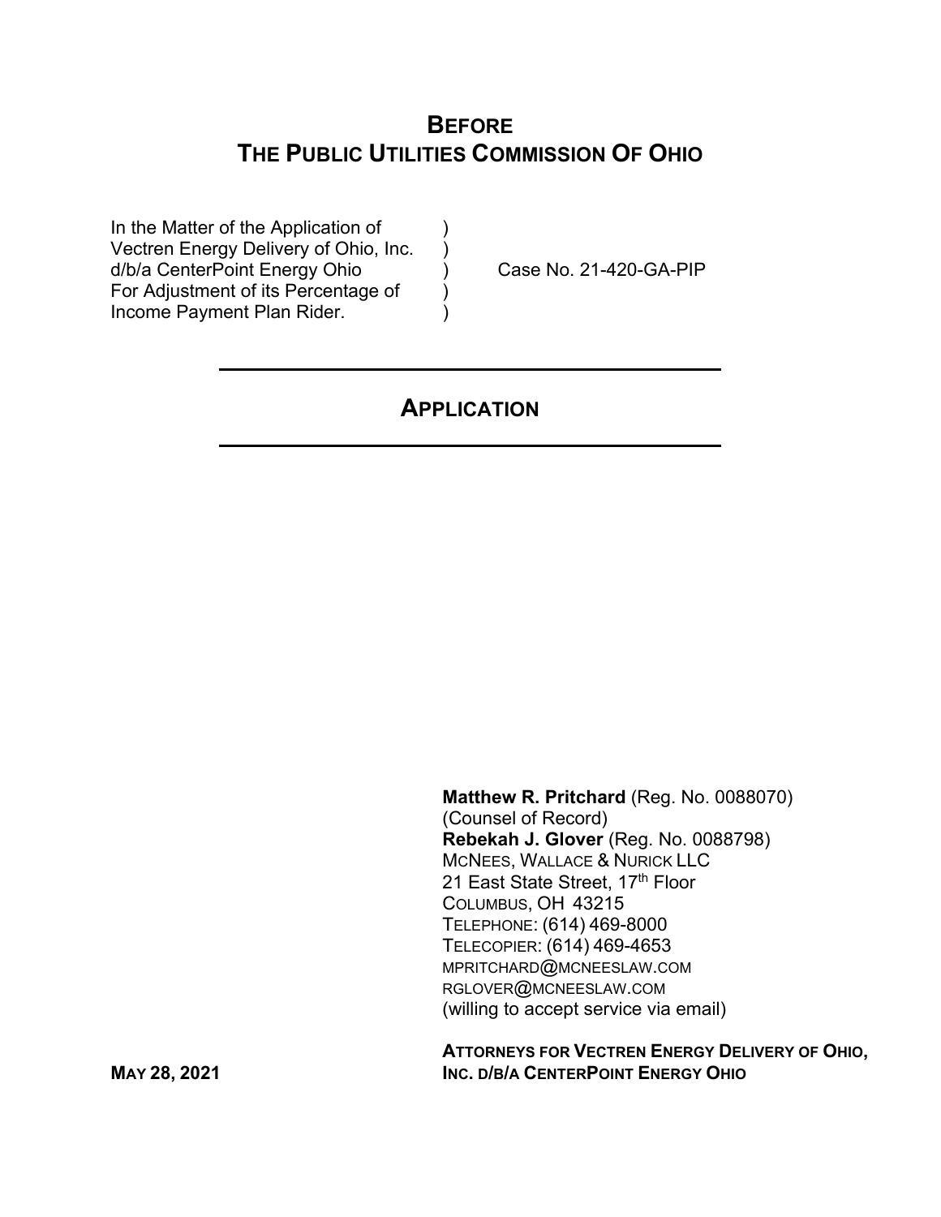# BEFORE THE PUBLIC UTILITIES COMMISSION OF OHIO

| | | |
|---|---|---|
| In the Matter of the Application of Vectren Energy Delivery of Ohio, Inc. d/b/a CenterPoint Energy Ohio For Adjustment of its Percentage of Income Payment Plan Rider. | ) ) ) ) ) | Case No. 21-420-GA-PIP |

## APPLICATION

**Matthew R. Pritchard** (Reg. No. 0088070)
(Counsel of Record)
**Rebekah J. Glover** (Reg. No. 0088798)
MCNEES, WALLACE & NURICK LLC
21 East State Street, 17th Floor
COLUMBUS, OH 43215
TELEPHONE: (614) 469-8000
TELECOPIER: (614) 469-4653
MPRITCHARD@MCNEESLAW.COM
RGLOVER@MCNEESLAW.COM
(willing to accept service via email)

**ATTORNEYS FOR VECTREN ENERGY DELIVERY OF OHIO, INC. D/B/A CENTERPOINT ENERGY OHIO**

**MAY 28, 2021**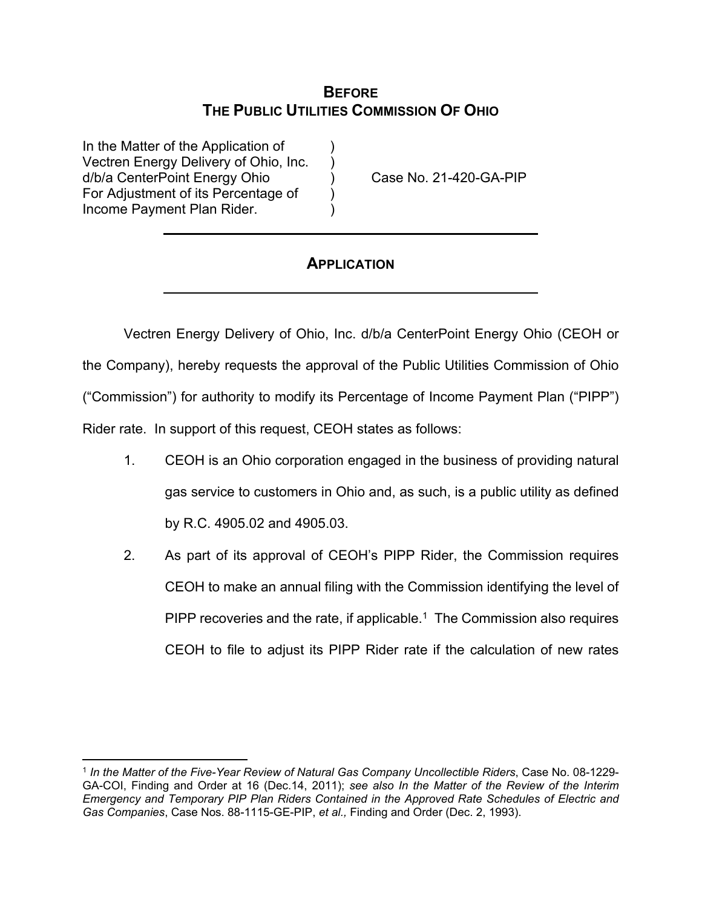# BEFORE THE PUBLIC UTILITIES COMMISSION OF OHIO

| | | |
|---|---|---|
| In the Matter of the Application of Vectren Energy Delivery of Ohio, Inc. d/b/a CenterPoint Energy Ohio For Adjustment of its Percentage of Income Payment Plan Rider. | ) ) ) ) ) | Case No. 21-420-GA-PIP |

## APPLICATION

Vectren Energy Delivery of Ohio, Inc. d/b/a CenterPoint Energy Ohio (CEOH or the Company), hereby requests the approval of the Public Utilities Commission of Ohio ("Commission") for authority to modify its Percentage of Income Payment Plan ("PIPP") Rider rate. In support of this request, CEOH states as follows:

1. CEOH is an Ohio corporation engaged in the business of providing natural gas service to customers in Ohio and, as such, is a public utility as defined by R.C. 4905.02 and 4905.03.

2. As part of its approval of CEOH's PIPP Rider, the Commission requires CEOH to make an annual filing with the Commission identifying the level of PIPP recoveries and the rate, if applicable.[1] The Commission also requires CEOH to file to adjust its PIPP Rider rate if the calculation of new rates

---

[1] *In the Matter of the Five-Year Review of Natural Gas Company Uncollectible Riders*, Case No. 08-1229-GA-COI, Finding and Order at 16 (Dec.14, 2011); *see also In the Matter of the Review of the Interim Emergency and Temporary PIP Plan Riders Contained in the Approved Rate Schedules of Electric and Gas Companies*, Case Nos. 88-1115-GE-PIP, *et al.,* Finding and Order (Dec. 2, 1993).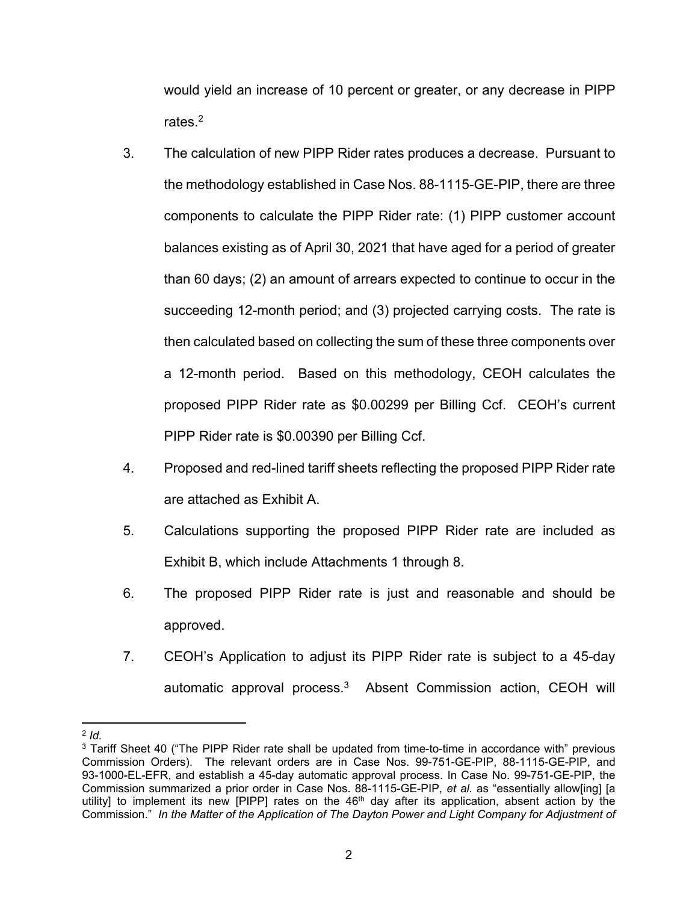would yield an increase of 10 percent or greater, or any decrease in PIPP rates.[2]

3. The calculation of new PIPP Rider rates produces a decrease. Pursuant to the methodology established in Case Nos. 88-1115-GE-PIP, there are three components to calculate the PIPP Rider rate: (1) PIPP customer account balances existing as of April 30, 2021 that have aged for a period of greater than 60 days; (2) an amount of arrears expected to continue to occur in the succeeding 12-month period; and (3) projected carrying costs. The rate is then calculated based on collecting the sum of these three components over a 12-month period. Based on this methodology, CEOH calculates the proposed PIPP Rider rate as $0.00299 per Billing Ccf. CEOH's current PIPP Rider rate is $0.00390 per Billing Ccf.

4. Proposed and red-lined tariff sheets reflecting the proposed PIPP Rider rate are attached as Exhibit A.

5. Calculations supporting the proposed PIPP Rider rate are included as Exhibit B, which include Attachments 1 through 8.

6. The proposed PIPP Rider rate is just and reasonable and should be approved.

7. CEOH's Application to adjust its PIPP Rider rate is subject to a 45-day automatic approval process.[3] Absent Commission action, CEOH will

---

[2] *Id.*

[3] Tariff Sheet 40 ("The PIPP Rider rate shall be updated from time-to-time in accordance with" previous Commission Orders). The relevant orders are in Case Nos. 99-751-GE-PIP, 88-1115-GE-PIP, and 93-1000-EL-EFR, and establish a 45-day automatic approval process. In Case No. 99-751-GE-PIP, the Commission summarized a prior order in Case Nos. 88-1115-GE-PIP, *et al.* as "essentially allow[ing] [a utility] to implement its new [PIPP] rates on the 46th day after its application, absent action by the Commission." *In the Matter of the Application of The Dayton Power and Light Company for Adjustment of*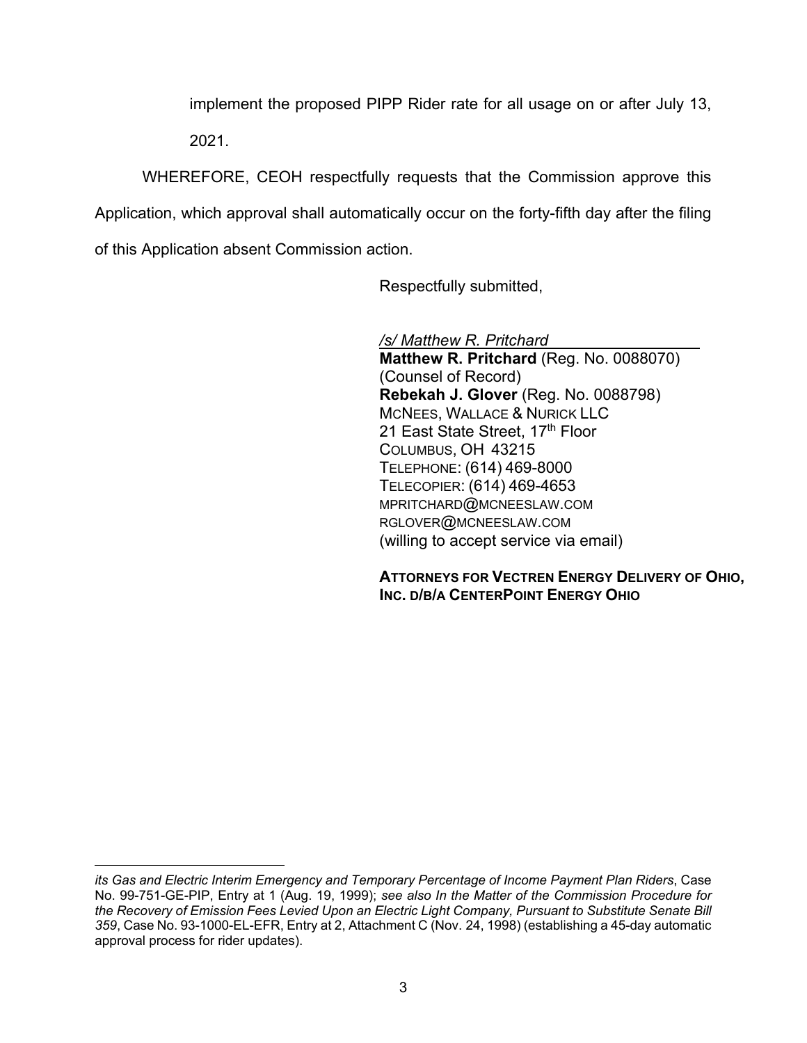implement the proposed PIPP Rider rate for all usage on or after July 13, 2021.

WHEREFORE, CEOH respectfully requests that the Commission approve this Application, which approval shall automatically occur on the forty-fifth day after the filing of this Application absent Commission action.

Respectfully submitted,

*/s/ Matthew R. Pritchard*
**Matthew R. Pritchard** (Reg. No. 0088070)
(Counsel of Record)
**Rebekah J. Glover** (Reg. No. 0088798)
McNees, Wallace & Nurick LLC
21 East State Street, 17th Floor
Columbus, OH 43215
Telephone: (614) 469-8000
Telecopier: (614) 469-4653
mpritchard@mcneeslaw.com
rglover@mcneeslaw.com
(willing to accept service via email)

**Attorneys for Vectren Energy Delivery of Ohio, Inc. d/b/a CenterPoint Energy Ohio**

---

*its Gas and Electric Interim Emergency and Temporary Percentage of Income Payment Plan Riders*, Case No. 99-751-GE-PIP, Entry at 1 (Aug. 19, 1999); *see also In the Matter of the Commission Procedure for the Recovery of Emission Fees Levied Upon an Electric Light Company, Pursuant to Substitute Senate Bill 359*, Case No. 93-1000-EL-EFR, Entry at 2, Attachment C (Nov. 24, 1998) (establishing a 45-day automatic approval process for rider updates).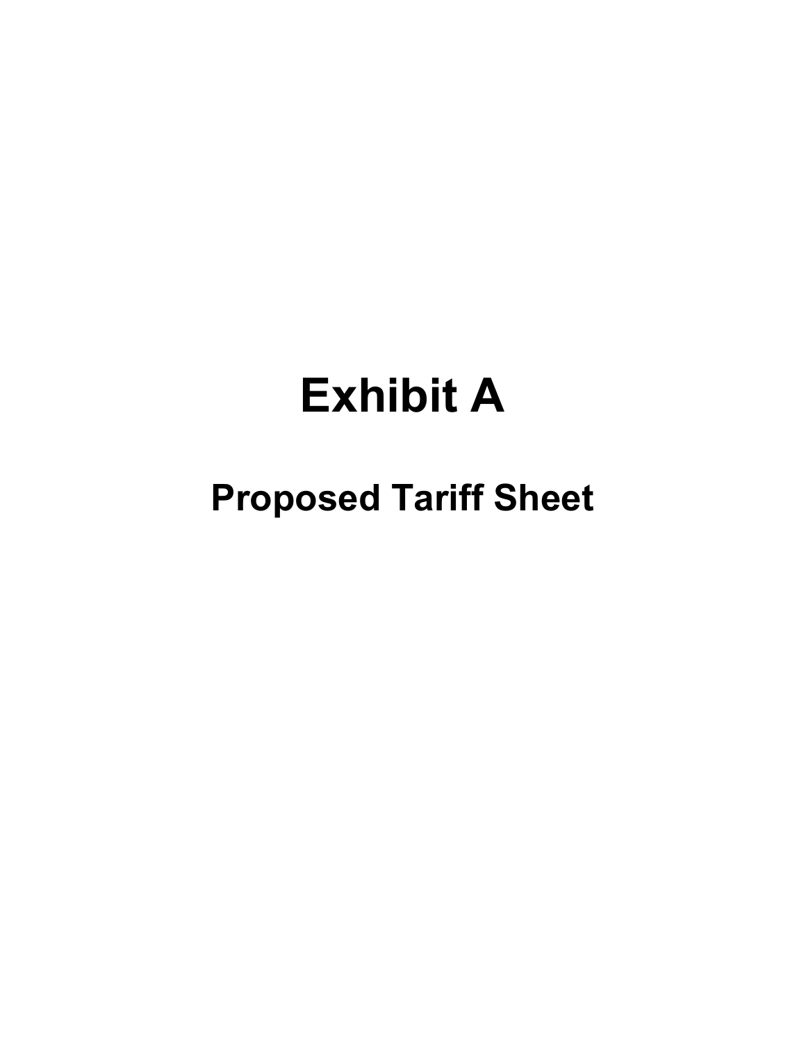# Exhibit A

## Proposed Tariff Sheet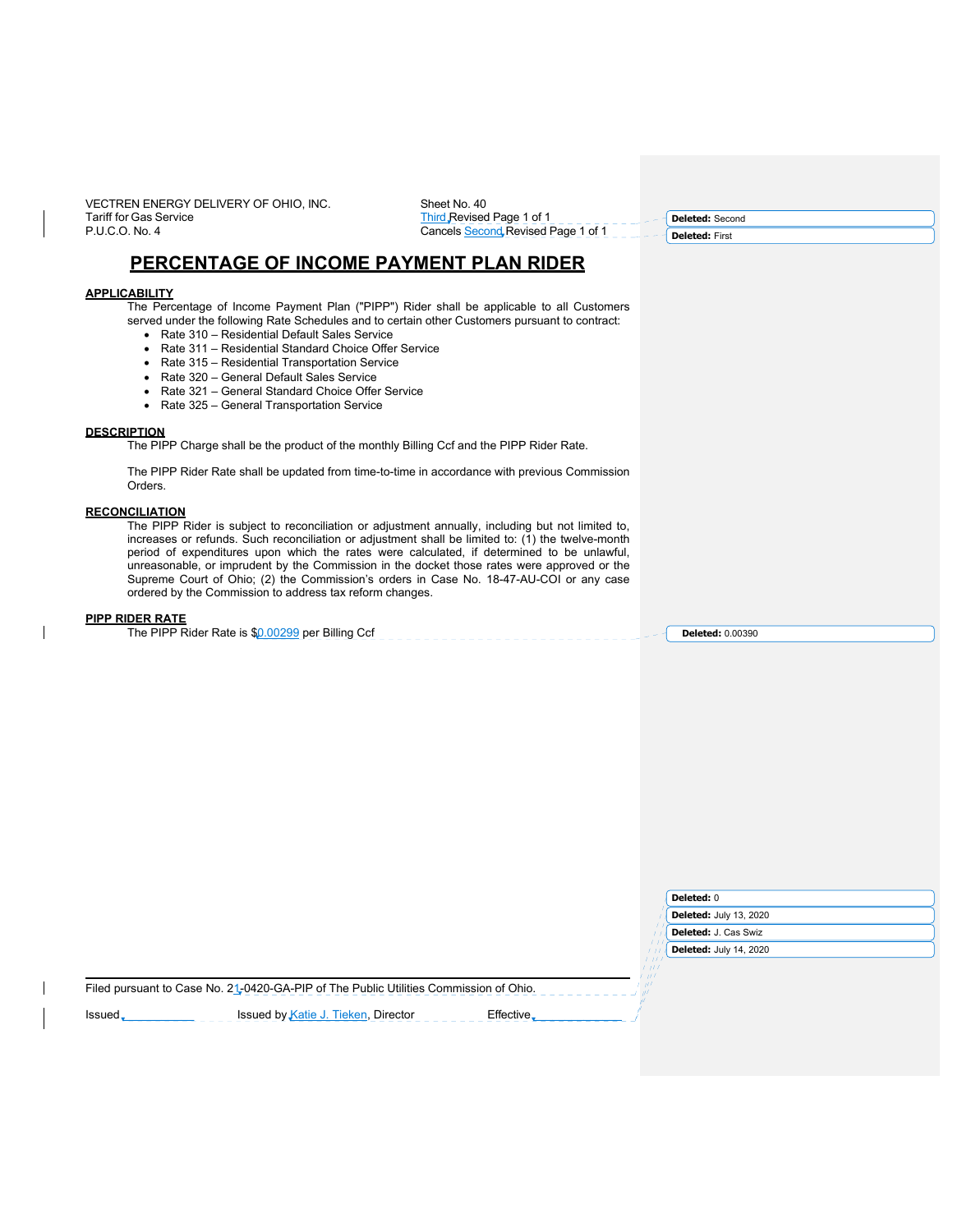VECTREN ENERGY DELIVERY OF OHIO, INC.
Tariff for Gas Service
P.U.C.O. No. 4

Sheet No. 40
Third Revised Page 1 of 1
Cancels Second Revised Page 1 of 1

Deleted: Second

Deleted: First

# PERCENTAGE OF INCOME PAYMENT PLAN RIDER

**APPLICABILITY**

The Percentage of Income Payment Plan ("PIPP") Rider shall be applicable to all Customers served under the following Rate Schedules and to certain other Customers pursuant to contract:

- Rate 310 – Residential Default Sales Service
- Rate 311 – Residential Standard Choice Offer Service
- Rate 315 – Residential Transportation Service
- Rate 320 – General Default Sales Service
- Rate 321 – General Standard Choice Offer Service
- Rate 325 – General Transportation Service

**DESCRIPTION**

The PIPP Charge shall be the product of the monthly Billing Ccf and the PIPP Rider Rate.

The PIPP Rider Rate shall be updated from time-to-time in accordance with previous Commission Orders.

**RECONCILIATION**

The PIPP Rider is subject to reconciliation or adjustment annually, including but not limited to, increases or refunds. Such reconciliation or adjustment shall be limited to: (1) the twelve-month period of expenditures upon which the rates were calculated, if determined to be unlawful, unreasonable, or imprudent by the Commission in the docket those rates were approved or the Supreme Court of Ohio; (2) the Commission's orders in Case No. 18-47-AU-COI or any case ordered by the Commission to address tax reform changes.

**PIPP RIDER RATE**

The PIPP Rider Rate is $0.00299 per Billing Ccf

Deleted: 0.00390

Deleted: 0

Deleted: July 13, 2020

Deleted: J. Cas Swiz

Deleted: July 14, 2020

Filed pursuant to Case No. 21-0420-GA-PIP of The Public Utilities Commission of Ohio.

Issued ____________ Issued by Katie J. Tieken, Director Effective ____________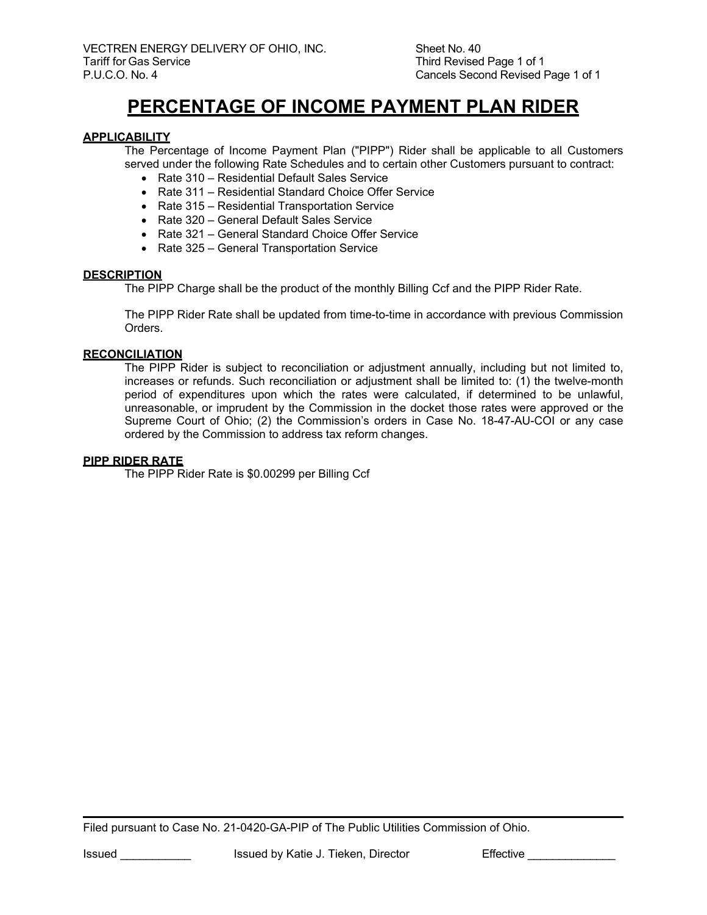VECTREN ENERGY DELIVERY OF OHIO, INC.
Tariff for Gas Service
P.U.C.O. No. 4

Sheet No. 40
Third Revised Page 1 of 1
Cancels Second Revised Page 1 of 1

# PERCENTAGE OF INCOME PAYMENT PLAN RIDER

**APPLICABILITY**

The Percentage of Income Payment Plan ("PIPP") Rider shall be applicable to all Customers served under the following Rate Schedules and to certain other Customers pursuant to contract:

- Rate 310 – Residential Default Sales Service
- Rate 311 – Residential Standard Choice Offer Service
- Rate 315 – Residential Transportation Service
- Rate 320 – General Default Sales Service
- Rate 321 – General Standard Choice Offer Service
- Rate 325 – General Transportation Service

**DESCRIPTION**

The PIPP Charge shall be the product of the monthly Billing Ccf and the PIPP Rider Rate.

The PIPP Rider Rate shall be updated from time-to-time in accordance with previous Commission Orders.

**RECONCILIATION**

The PIPP Rider is subject to reconciliation or adjustment annually, including but not limited to, increases or refunds. Such reconciliation or adjustment shall be limited to: (1) the twelve-month period of expenditures upon which the rates were calculated, if determined to be unlawful, unreasonable, or imprudent by the Commission in the docket those rates were approved or the Supreme Court of Ohio; (2) the Commission's orders in Case No. 18-47-AU-COI or any case ordered by the Commission to address tax reform changes.

**PIPP RIDER RATE**

The PIPP Rider Rate is $0.00299 per Billing Ccf

Filed pursuant to Case No. 21-0420-GA-PIP of The Public Utilities Commission of Ohio.

Issued ___________ Issued by Katie J. Tieken, Director Effective ______________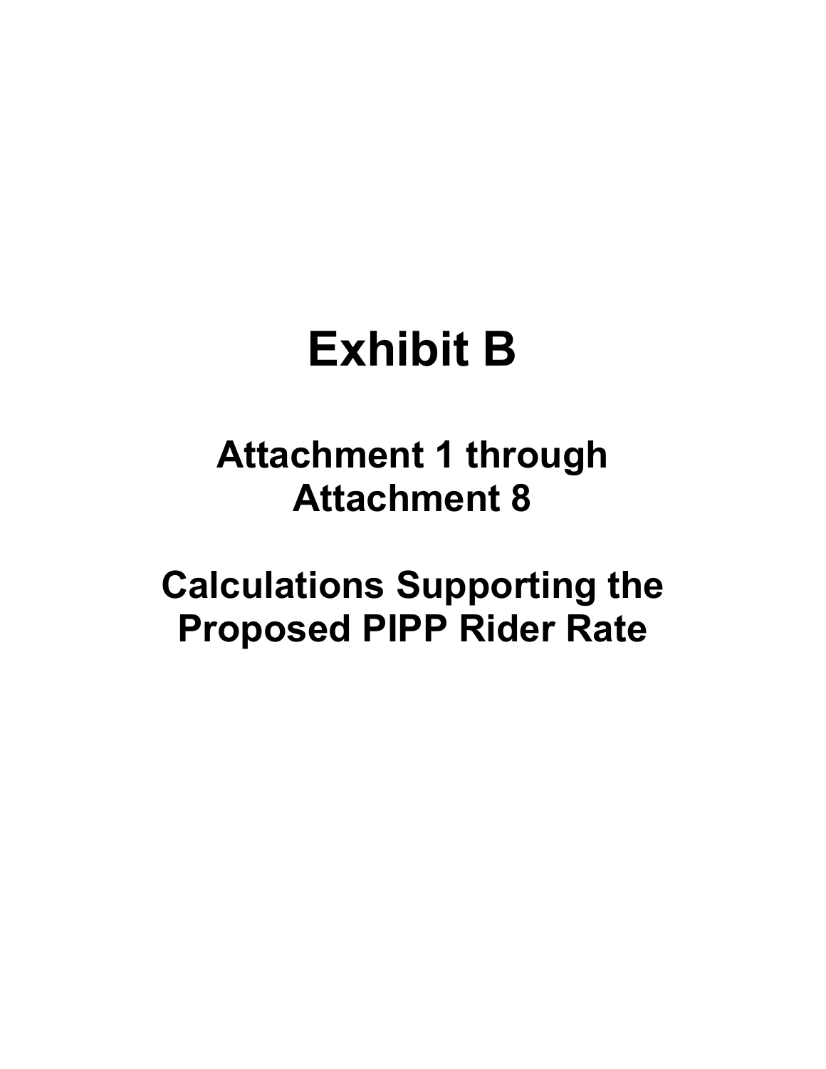# Exhibit B

## Attachment 1 through Attachment 8

## Calculations Supporting the Proposed PIPP Rider Rate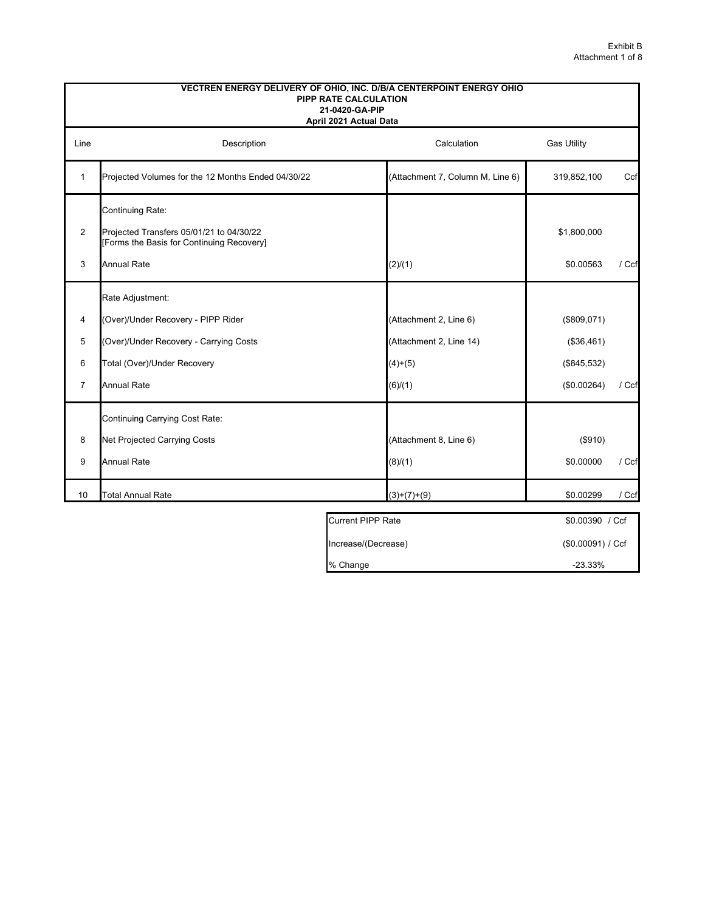Exhibit B
Attachment 1 of 8

**VECTREN ENERGY DELIVERY OF OHIO, INC. D/B/A CENTERPOINT ENERGY OHIO**
**PIPP RATE CALCULATION**
**21-0420-GA-PIP**
**April 2021 Actual Data**

| Line | Description | Calculation | Gas Utility | |
|---|---|---|---|---|
| 1 | Projected Volumes for the 12 Months Ended 04/30/22 | (Attachment 7, Column M, Line 6) | 319,852,100 | Ccf |
| | Continuing Rate: | | | |
| 2 | Projected Transfers 05/01/21 to 04/30/22 [Forms the Basis for Continuing Recovery] | | $1,800,000 | |
| 3 | Annual Rate | (2)/(1) | $0.00563 | / Ccf |
| | Rate Adjustment: | | | |
| 4 | (Over)/Under Recovery - PIPP Rider | (Attachment 2, Line 6) | ($809,071) | |
| 5 | (Over)/Under Recovery - Carrying Costs | (Attachment 2, Line 14) | ($36,461) | |
| 6 | Total (Over)/Under Recovery | (4)+(5) | ($845,532) | |
| 7 | Annual Rate | (6)/(1) | ($0.00264) | / Ccf |
| | Continuing Carrying Cost Rate: | | | |
| 8 | Net Projected Carrying Costs | (Attachment 8, Line 6) | ($910) | |
| 9 | Annual Rate | (8)/(1) | $0.00000 | / Ccf |
| 10 | Total Annual Rate | (3)+(7)+(9) | $0.00299 | / Ccf |

| | |
|---|---|
| Current PIPP Rate | $0.00390 / Ccf |
| Increase/(Decrease) | ($0.00091) / Ccf |
| % Change | -23.33% |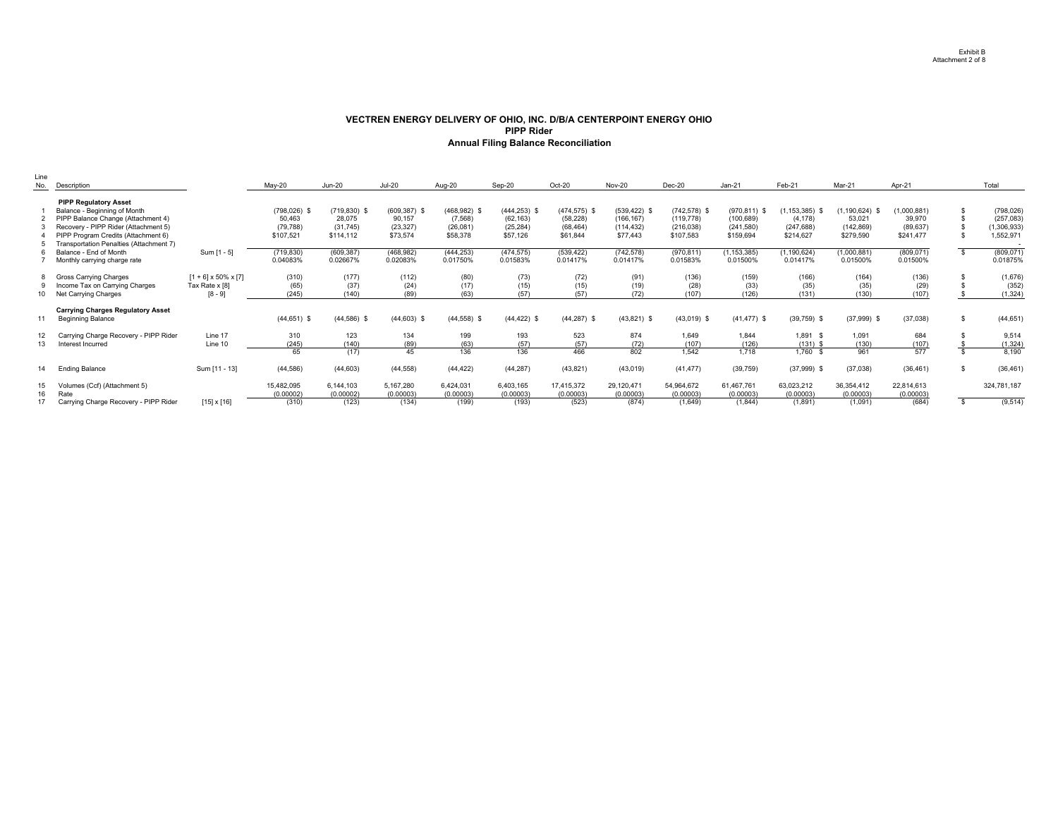Exhibit B
Attachment 2 of 8

# VECTREN ENERGY DELIVERY OF OHIO, INC. D/B/A CENTERPOINT ENERGY OHIO
## PIPP Rider
### Annual Filing Balance Reconciliation

| Line No. | Description | | May-20 | Jun-20 | Jul-20 | Aug-20 | Sep-20 | Oct-20 | Nov-20 | Dec-20 | Jan-21 | Feb-21 | Mar-21 | Apr-21 | Total |
|---|---|---|---|---|---|---|---|---|---|---|---|---|---|---|---|
| | **PIPP Regulatory Asset** | | | | | | | | | | | | | | |
| 1 | Balance - Beginning of Month | | (798,026) $ | (719,830) $ | (609,387) $ | (468,982) $ | (444,253) $ | (474,575) $ | (539,422) $ | (742,578) $ | (970,811) $ | (1,153,385) $ | (1,190,624) $ | (1,000,881) | $ (798,026) |
| 2 | PIPP Balance Change (Attachment 4) | | 50,463 | 28,075 | 90,157 | (7,568) | (62,163) | (58,228) | (166,167) | (119,778) | (100,689) | (4,178) | 53,021 | 39,970 | $ (257,083) |
| 3 | Recovery - PIPP Rider (Attachment 5) | | (79,788) | (31,745) | (23,327) | (26,081) | (25,284) | (68,464) | (114,432) | (216,038) | (241,580) | (247,688) | (142,869) | (89,637) | $ (1,306,933) |
| 4 | PIPP Program Credits (Attachment 6) | | $107,521 | $114,112 | $73,574 | $58,378 | $57,126 | $61,844 | $77,443 | $107,583 | $159,694 | $214,627 | $279,590 | $241,477 | $ 1,552,971 |
| 5 | Transportation Penalties (Attachment 7) | | | | | | | | | | | | | | - |
| 6 | Balance - End of Month | Sum [1 - 5] | (719,830) | (609,387) | (468,982) | (444,253) | (474,575) | (539,422) | (742,578) | (970,811) | (1,153,385) | (1,190,624) | (1,000,881) | (809,071) | $ (809,071) |
| 7 | Monthly carrying charge rate | | 0.04083% | 0.02667% | 0.02083% | 0.01750% | 0.01583% | 0.01417% | 0.01417% | 0.01583% | 0.01500% | 0.01417% | 0.01500% | 0.01500% | 0.01875% |
| 8 | Gross Carrying Charges | [1 + 6] x 50% x [7] | (310) | (177) | (112) | (80) | (73) | (72) | (91) | (136) | (159) | (166) | (164) | (136) | $ (1,676) |
| 9 | Income Tax on Carrying Charges | Tax Rate x [8] | (65) | (37) | (24) | (17) | (15) | (15) | (19) | (28) | (33) | (35) | (35) | (29) | $ (352) |
| 10 | Net Carrying Charges | [8 - 9] | (245) | (140) | (89) | (63) | (57) | (57) | (72) | (107) | (126) | (131) | (130) | (107) | $ (1,324) |
| | **Carrying Charges Regulatory Asset** | | | | | | | | | | | | | | |
| 11 | Beginning Balance | | (44,651) $ | (44,586) $ | (44,603) $ | (44,558) $ | (44,422) $ | (44,287) $ | (43,821) $ | (43,019) $ | (41,477) $ | (39,759) $ | (37,999) $ | (37,038) | $ (44,651) |
| 12 | Carrying Charge Recovery - PIPP Rider | Line 17 | 310 | 123 | 134 | 199 | 193 | 523 | 874 | 1,649 | 1,844 | 1,891 $ | 1,091 | 684 | $ 9,514 |
| 13 | Interest Incurred | Line 10 | (245) | (140) | (89) | (63) | (57) | (57) | (72) | (107) | (126) | (131) $ | (130) | (107) | $ (1,324) |
| | | | 65 | (17) | 45 | 136 | 136 | 466 | 802 | 1,542 | 1,718 | 1,760 $ | 961 | 577 | $ 8,190 |
| 14 | Ending Balance | Sum [11 - 13] | (44,586) | (44,603) | (44,558) | (44,422) | (44,287) | (43,821) | (43,019) | (41,477) | (39,759) | (37,999) $ | (37,038) | (36,461) | $ (36,461) |
| 15 | Volumes (Ccf) (Attachment 5) | | 15,482,095 | 6,144,103 | 5,167,280 | 6,424,031 | 6,403,165 | 17,415,372 | 29,120,471 | 54,964,672 | 61,467,761 | 63,023,212 | 36,354,412 | 22,814,613 | 324,781,187 |
| 16 | Rate | | (0.00002) | (0.00002) | (0.00003) | (0.00003) | (0.00003) | (0.00003) | (0.00003) | (0.00003) | (0.00003) | (0.00003) | (0.00003) | (0.00003) | |
| 17 | Carrying Charge Recovery - PIPP Rider | [15] x [16] | (310) | (123) | (134) | (199) | (193) | (523) | (874) | (1,649) | (1,844) | (1,891) | (1,091) | (684) | $ (9,514) |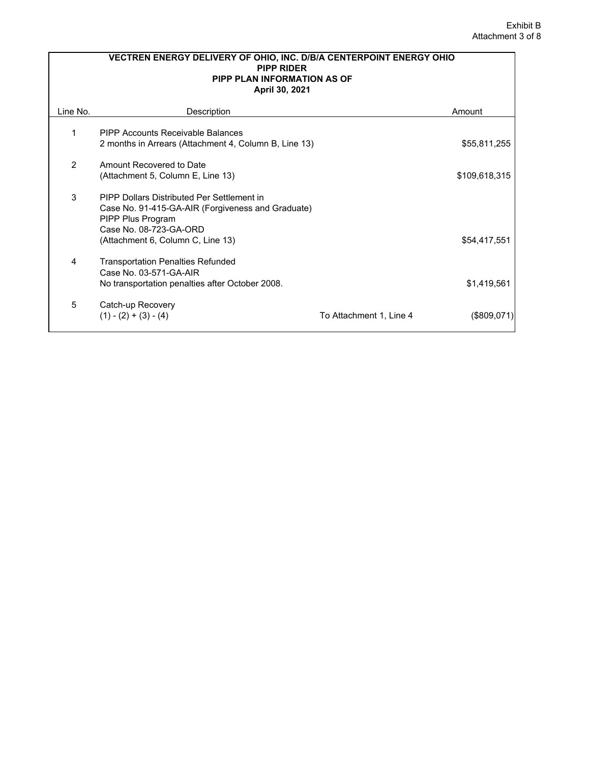Exhibit B
Attachment 3 of 8

**VECTREN ENERGY DELIVERY OF OHIO, INC. D/B/A CENTERPOINT ENERGY OHIO**
**PIPP RIDER**
**PIPP PLAN INFORMATION AS OF**
**April 30, 2021**

| Line No. | Description | | Amount |
|---|---|---|---|
| 1 | PIPP Accounts Receivable Balances<br>2 months in Arrears (Attachment 4, Column B, Line 13) | | $55,811,255 |
| 2 | Amount Recovered to Date<br>(Attachment 5, Column E, Line 13) | | $109,618,315 |
| 3 | PIPP Dollars Distributed Per Settlement in<br>Case No. 91-415-GA-AIR (Forgiveness and Graduate)<br>PIPP Plus Program<br>Case No. 08-723-GA-ORD<br>(Attachment 6, Column C, Line 13) | | $54,417,551 |
| 4 | Transportation Penalties Refunded<br>Case No. 03-571-GA-AIR<br>No transportation penalties after October 2008. | | $1,419,561 |
| 5 | Catch-up Recovery<br>(1) - (2) + (3) - (4) | To Attachment 1, Line 4 | ($809,071) |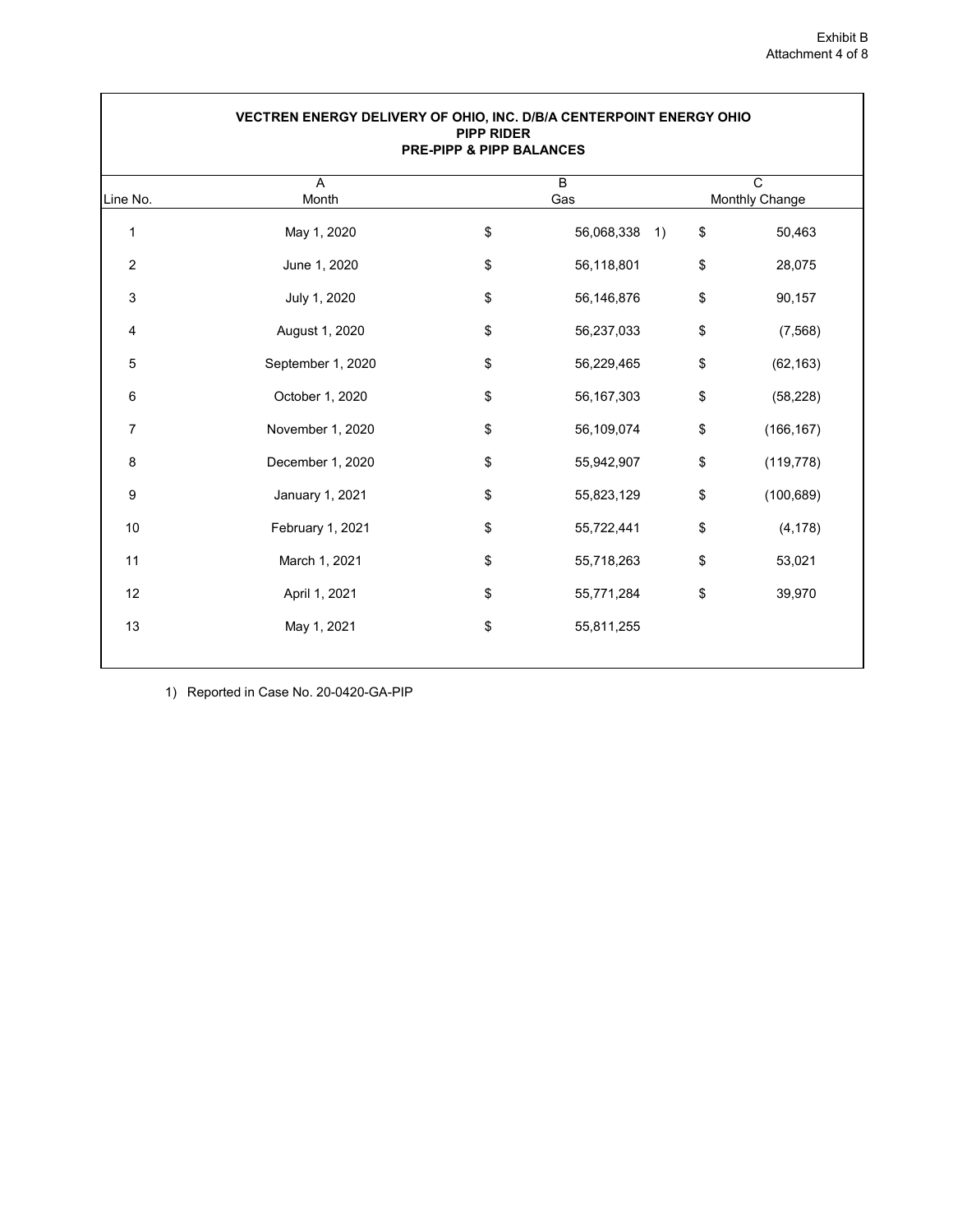Exhibit B
Attachment 4 of 8

**VECTREN ENERGY DELIVERY OF OHIO, INC. D/B/A CENTERPOINT ENERGY OHIO**
**PIPP RIDER**
**PRE-PIPP & PIPP BALANCES**

| Line No. | A<br>Month | B<br>Gas | C<br>Monthly Change |
|---|---|---|---|
| 1 | May 1, 2020 | $ 56,068,338 1) | $ 50,463 |
| 2 | June 1, 2020 | $ 56,118,801 | $ 28,075 |
| 3 | July 1, 2020 | $ 56,146,876 | $ 90,157 |
| 4 | August 1, 2020 | $ 56,237,033 | $ (7,568) |
| 5 | September 1, 2020 | $ 56,229,465 | $ (62,163) |
| 6 | October 1, 2020 | $ 56,167,303 | $ (58,228) |
| 7 | November 1, 2020 | $ 56,109,074 | $ (166,167) |
| 8 | December 1, 2020 | $ 55,942,907 | $ (119,778) |
| 9 | January 1, 2021 | $ 55,823,129 | $ (100,689) |
| 10 | February 1, 2021 | $ 55,722,441 | $ (4,178) |
| 11 | March 1, 2021 | $ 55,718,263 | $ 53,021 |
| 12 | April 1, 2021 | $ 55,771,284 | $ 39,970 |
| 13 | May 1, 2021 | $ 55,811,255 | |

1) Reported in Case No. 20-0420-GA-PIP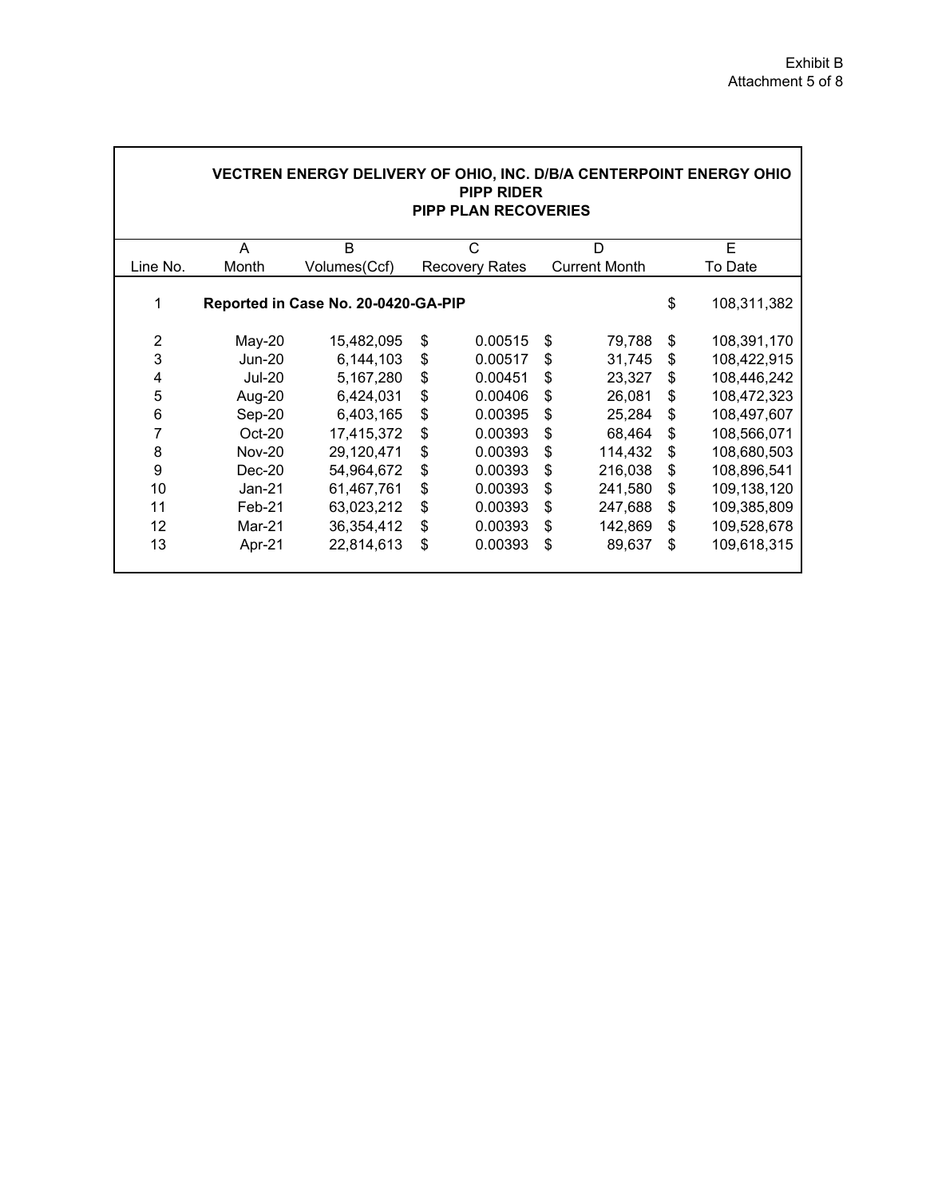Exhibit B
Attachment 5 of 8

**VECTREN ENERGY DELIVERY OF OHIO, INC. D/B/A CENTERPOINT ENERGY OHIO**
**PIPP RIDER**
**PIPP PLAN RECOVERIES**

| | A | B | C | D | E |
|---|---|---|---|---|---|
| Line No. | Month | Volumes(Ccf) | Recovery Rates | Current Month | To Date |
| 1 | **Reported in Case No. 20-0420-GA-PIP** | | | | $ 108,311,382 |
| 2 | May-20 | 15,482,095 | $ 0.00515 | $ 79,788 | $ 108,391,170 |
| 3 | Jun-20 | 6,144,103 | $ 0.00517 | $ 31,745 | $ 108,422,915 |
| 4 | Jul-20 | 5,167,280 | $ 0.00451 | $ 23,327 | $ 108,446,242 |
| 5 | Aug-20 | 6,424,031 | $ 0.00406 | $ 26,081 | $ 108,472,323 |
| 6 | Sep-20 | 6,403,165 | $ 0.00395 | $ 25,284 | $ 108,497,607 |
| 7 | Oct-20 | 17,415,372 | $ 0.00393 | $ 68,464 | $ 108,566,071 |
| 8 | Nov-20 | 29,120,471 | $ 0.00393 | $ 114,432 | $ 108,680,503 |
| 9 | Dec-20 | 54,964,672 | $ 0.00393 | $ 216,038 | $ 108,896,541 |
| 10 | Jan-21 | 61,467,761 | $ 0.00393 | $ 241,580 | $ 109,138,120 |
| 11 | Feb-21 | 63,023,212 | $ 0.00393 | $ 247,688 | $ 109,385,809 |
| 12 | Mar-21 | 36,354,412 | $ 0.00393 | $ 142,869 | $ 109,528,678 |
| 13 | Apr-21 | 22,814,613 | $ 0.00393 | $ 89,637 | $ 109,618,315 |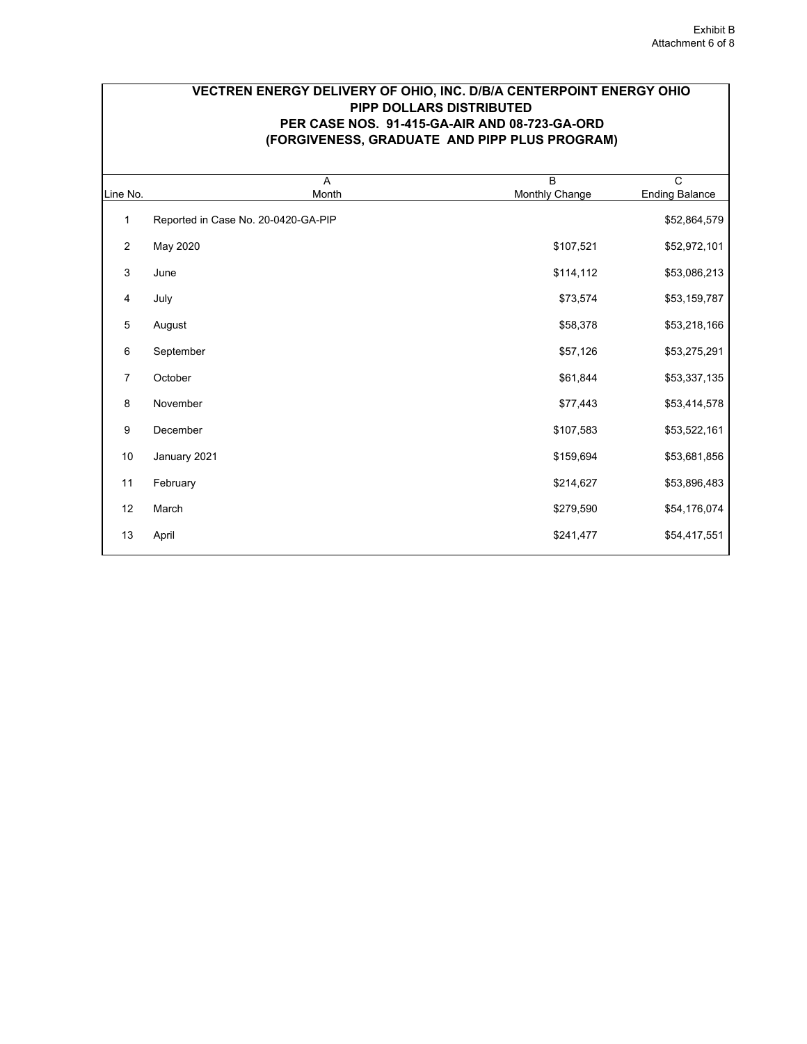Exhibit B
Attachment 6 of 8

**VECTREN ENERGY DELIVERY OF OHIO, INC. D/B/A CENTERPOINT ENERGY OHIO**
**PIPP DOLLARS DISTRIBUTED**
**PER CASE NOS. 91-415-GA-AIR AND 08-723-GA-ORD**
**(FORGIVENESS, GRADUATE AND PIPP PLUS PROGRAM)**

| Line No. | A<br>Month | B<br>Monthly Change | C<br>Ending Balance |
|---|---|---|---|
| 1 | Reported in Case No. 20-0420-GA-PIP | | $52,864,579 |
| 2 | May 2020 | $107,521 | $52,972,101 |
| 3 | June | $114,112 | $53,086,213 |
| 4 | July | $73,574 | $53,159,787 |
| 5 | August | $58,378 | $53,218,166 |
| 6 | September | $57,126 | $53,275,291 |
| 7 | October | $61,844 | $53,337,135 |
| 8 | November | $77,443 | $53,414,578 |
| 9 | December | $107,583 | $53,522,161 |
| 10 | January 2021 | $159,694 | $53,681,856 |
| 11 | February | $214,627 | $53,896,483 |
| 12 | March | $279,590 | $54,176,074 |
| 13 | April | $241,477 | $54,417,551 |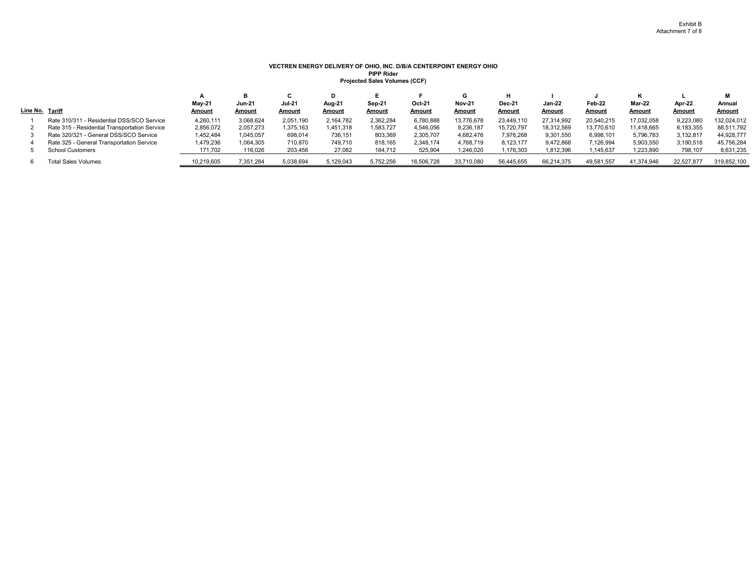Exhibit B
Attachment 7 of 8

**VECTREN ENERGY DELIVERY OF OHIO, INC. D/B/A CENTERPOINT ENERGY OHIO**
**PIPP Rider**
**Projected Sales Volumes (CCF)**

| Line No. | Tariff | A<br>May-21<br>Amount | B<br>Jun-21<br>Amount | C<br>Jul-21<br>Amount | D<br>Aug-21<br>Amount | E<br>Sep-21<br>Amount | F<br>Oct-21<br>Amount | G<br>Nov-21<br>Amount | H<br>Dec-21<br>Amount | I<br>Jan-22<br>Amount | J<br>Feb-22<br>Amount | K<br>Mar-22<br>Amount | L<br>Apr-22<br>Amount | M<br>Annual<br>Amount |
|---|---|---|---|---|---|---|---|---|---|---|---|---|---|---|
| 1 | Rate 310/311 - Residential DSS/SCO Service | 4,260,111 | 3,068,624 | 2,051,190 | 2,164,782 | 2,362,284 | 6,780,888 | 13,776,678 | 23,449,110 | 27,314,992 | 20,540,215 | 17,032,058 | 9,223,080 | 132,024,012 |
| 2 | Rate 315 - Residential Transportation Service | 2,856,072 | 2,057,273 | 1,375,163 | 1,451,318 | 1,583,727 | 4,546,056 | 9,236,187 | 15,720,797 | 18,312,569 | 13,770,610 | 11,418,665 | 6,183,355 | 88,511,792 |
| 3 | Rate 320/321 - General DSS/SCO Service | 1,452,484 | 1,045,057 | 698,014 | 736,151 | 803,369 | 2,305,707 | 4,682,476 | 7,976,268 | 9,301,550 | 6,998,101 | 5,796,783 | 3,132,817 | 44,928,777 |
| 4 | Rate 325 - General Transportation Service | 1,479,236 | 1,064,305 | 710,870 | 749,710 | 818,165 | 2,348,174 | 4,768,719 | 8,123,177 | 9,472,868 | 7,126,994 | 5,903,550 | 3,190,518 | 45,756,284 |
| 5 | School Customers | 171,702 | 116,026 | 203,456 | 27,082 | 184,712 | 525,904 | 1,246,020 | 1,176,303 | 1,812,396 | 1,145,637 | 1,223,890 | 798,107 | 8,631,235 |
| 6 | Total Sales Volumes | 10,219,605 | 7,351,284 | 5,038,694 | 5,129,043 | 5,752,256 | 16,506,728 | 33,710,080 | 56,445,655 | 66,214,375 | 49,581,557 | 41,374,946 | 22,527,877 | 319,852,100 |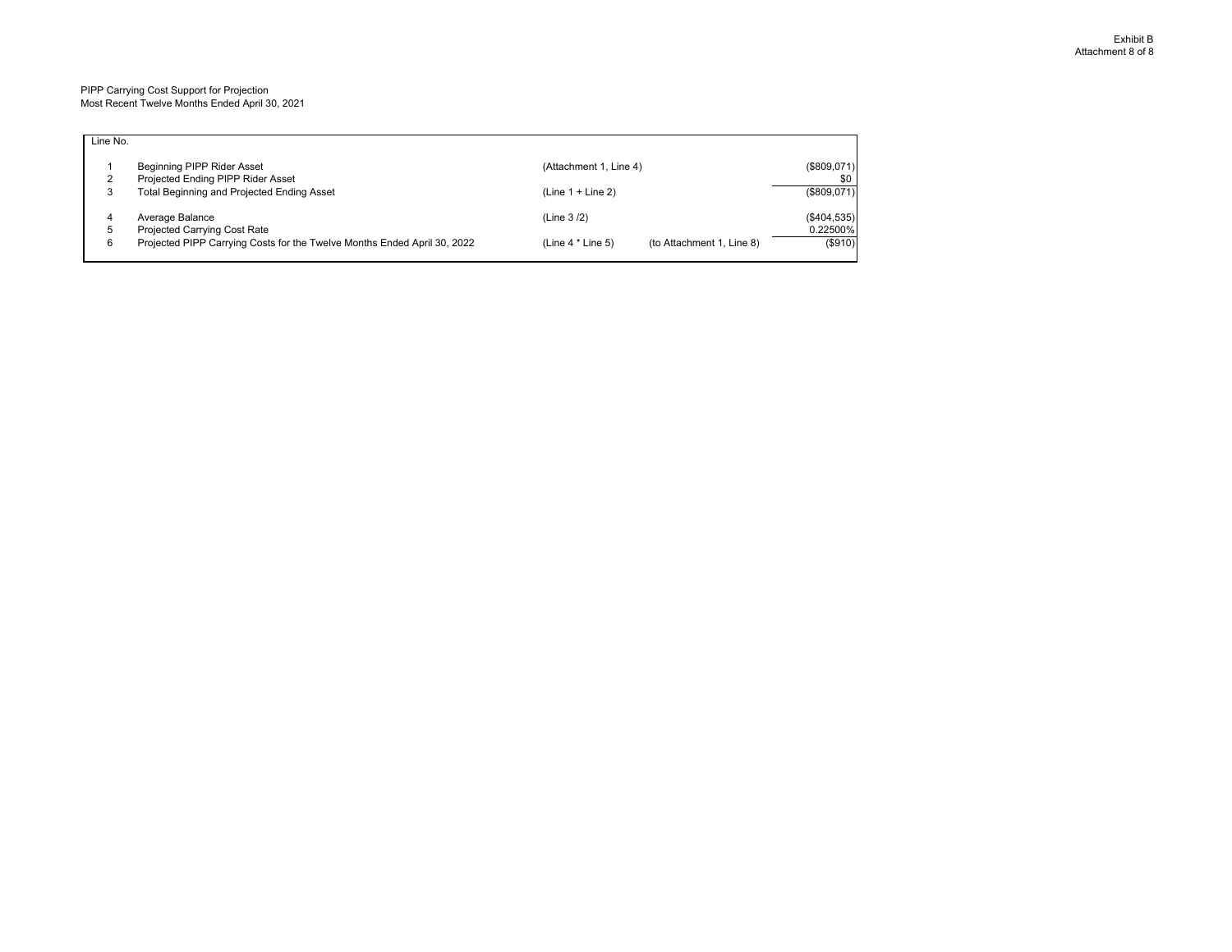Exhibit B
Attachment 8 of 8

PIPP Carrying Cost Support for Projection
Most Recent Twelve Months Ended April 30, 2021

| Line No. | | | | |
|---|---|---|---|---|
| 1 | Beginning PIPP Rider Asset | (Attachment 1, Line 4) | | ($809,071) |
| 2 | Projected Ending PIPP Rider Asset | | | $0 |
| 3 | Total Beginning and Projected Ending Asset | (Line 1 + Line 2) | | ($809,071) |
| 4 | Average Balance | (Line 3 /2) | | ($404,535) |
| 5 | Projected Carrying Cost Rate | | | 0.22500% |
| 6 | Projected PIPP Carrying Costs for the Twelve Months Ended April 30, 2022 | (Line 4 * Line 5) | (to Attachment 1, Line 8) | ($910) |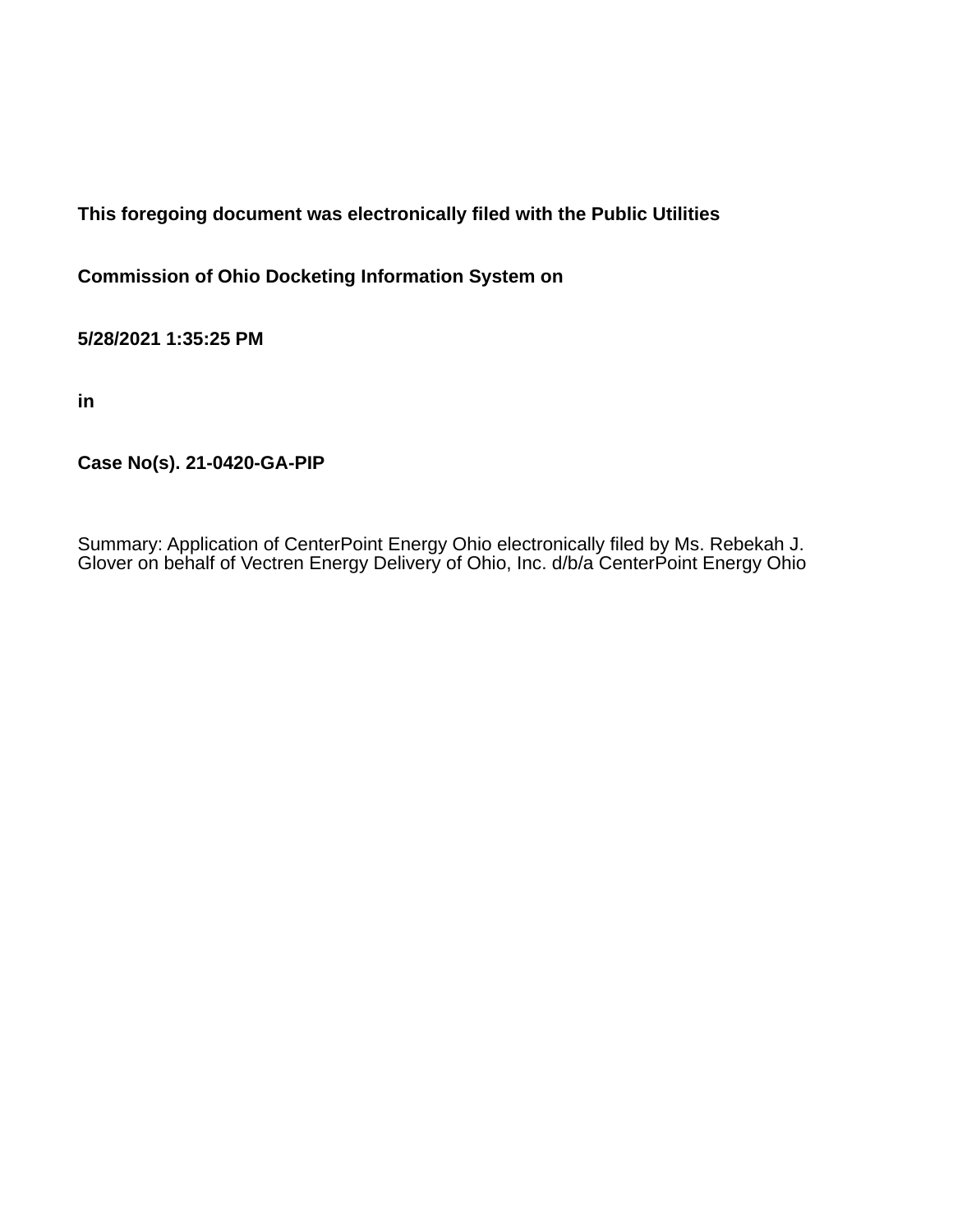**This foregoing document was electronically filed with the Public Utilities**

**Commission of Ohio Docketing Information System on**

**5/28/2021 1:35:25 PM**

**in**

**Case No(s). 21-0420-GA-PIP**

Summary: Application of CenterPoint Energy Ohio electronically filed by Ms. Rebekah J. Glover on behalf of Vectren Energy Delivery of Ohio, Inc. d/b/a CenterPoint Energy Ohio